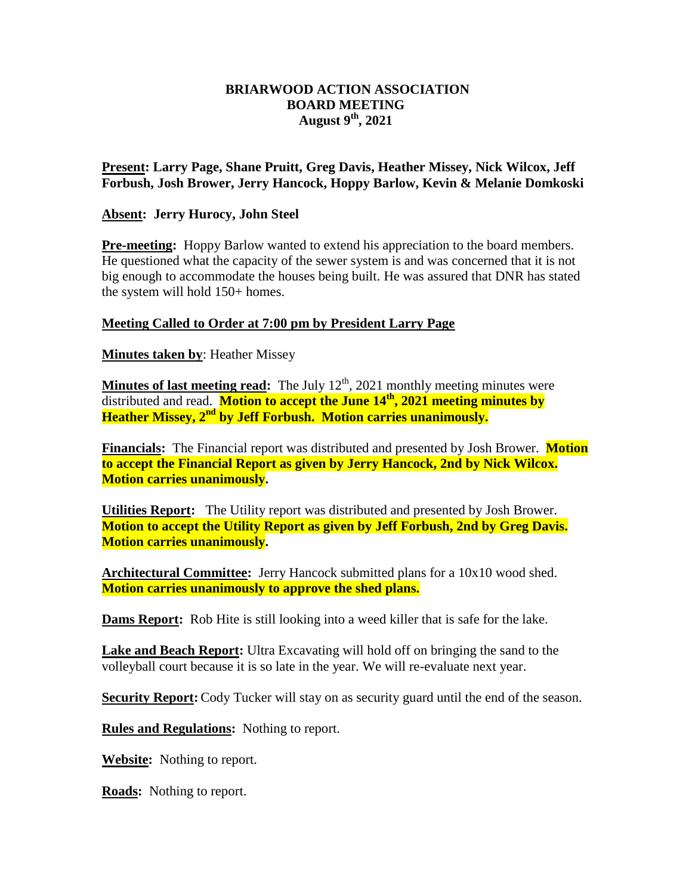**BRIARWOOD ACTION ASSOCIATION**
**BOARD MEETING**
**August 9th, 2021**

**Present: Larry Page, Shane Pruitt, Greg Davis, Heather Missey, Nick Wilcox, Jeff Forbush, Josh Brower, Jerry Hancock, Hoppy Barlow, Kevin & Melanie Domkoski**

**Absent: Jerry Hurocy, John Steel**

**Pre-meeting:** Hoppy Barlow wanted to extend his appreciation to the board members. He questioned what the capacity of the sewer system is and was concerned that it is not big enough to accommodate the houses being built. He was assured that DNR has stated the system will hold 150+ homes.

**Meeting Called to Order at 7:00 pm by President Larry Page**

**Minutes taken by**: Heather Missey

**Minutes of last meeting read:** The July 12th, 2021 monthly meeting minutes were distributed and read. **Motion to accept the June 14th, 2021 meeting minutes by Heather Missey, 2nd by Jeff Forbush. Motion carries unanimously.**

**Financials:** The Financial report was distributed and presented by Josh Brower. **Motion to accept the Financial Report as given by Jerry Hancock, 2nd by Nick Wilcox. Motion carries unanimously.**

**Utilities Report:** The Utility report was distributed and presented by Josh Brower. **Motion to accept the Utility Report as given by Jeff Forbush, 2nd by Greg Davis. Motion carries unanimously.**

**Architectural Committee:** Jerry Hancock submitted plans for a 10x10 wood shed. **Motion carries unanimously to approve the shed plans.**

**Dams Report:** Rob Hite is still looking into a weed killer that is safe for the lake.

**Lake and Beach Report:** Ultra Excavating will hold off on bringing the sand to the volleyball court because it is so late in the year. We will re-evaluate next year.

**Security Report:** Cody Tucker will stay on as security guard until the end of the season.

**Rules and Regulations:** Nothing to report.

**Website:** Nothing to report.

**Roads:** Nothing to report.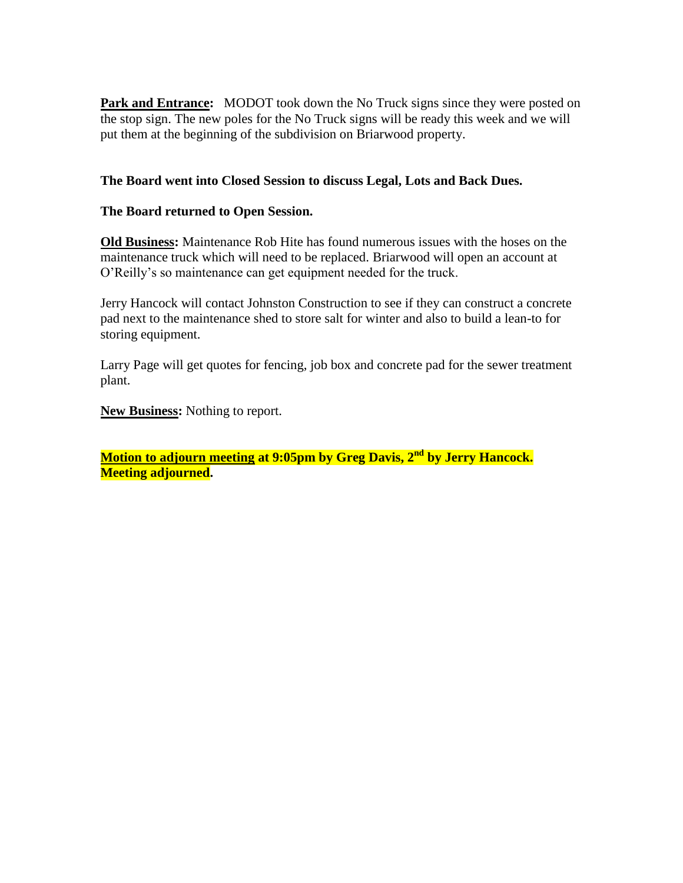**Park and Entrance:** MODOT took down the No Truck signs since they were posted on the stop sign. The new poles for the No Truck signs will be ready this week and we will put them at the beginning of the subdivision on Briarwood property.

**The Board went into Closed Session to discuss Legal, Lots and Back Dues.**

**The Board returned to Open Session.**

**Old Business:** Maintenance Rob Hite has found numerous issues with the hoses on the maintenance truck which will need to be replaced. Briarwood will open an account at O'Reilly's so maintenance can get equipment needed for the truck.

Jerry Hancock will contact Johnston Construction to see if they can construct a concrete pad next to the maintenance shed to store salt for winter and also to build a lean-to for storing equipment.

Larry Page will get quotes for fencing, job box and concrete pad for the sewer treatment plant.

**New Business:** Nothing to report.

**Motion to adjourn meeting at 9:05pm by Greg Davis, 2nd by Jerry Hancock. Meeting adjourned.**